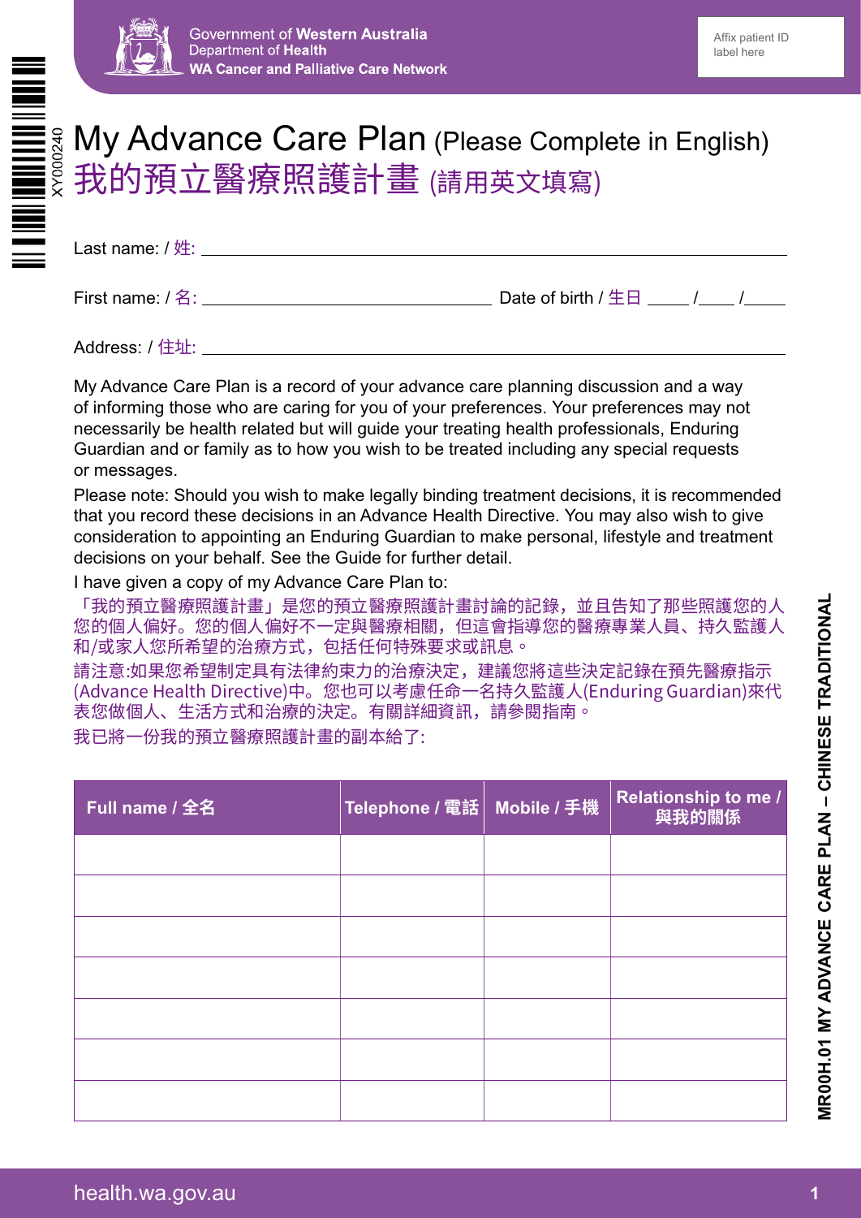Government of Western Australia
Department of Health
WA Cancer and Palliative Care Network

Affix patient ID label here

XY000240

# My Advance Care Plan (Please Complete in English)
# 我的預立醫療照護計畫 (請用英文填寫)

Last name: / 姓: ______________________________

First name: / 名: ______________________ Date of birth / 生日 ____ /____ /____

Address: / 住址: ______________________________

My Advance Care Plan is a record of your advance care planning discussion and a way of informing those who are caring for you of your preferences. Your preferences may not necessarily be health related but will guide your treating health professionals, Enduring Guardian and or family as to how you wish to be treated including any special requests or messages.

Please note: Should you wish to make legally binding treatment decisions, it is recommended that you record these decisions in an Advance Health Directive. You may also wish to give consideration to appointing an Enduring Guardian to make personal, lifestyle and treatment decisions on your behalf. See the Guide for further detail.

I have given a copy of my Advance Care Plan to:

「我的預立醫療照護計畫」是您的預立醫療照護計畫討論的記錄，並且告知了那些照護您的人您的個人偏好。您的個人偏好不一定與醫療相關，但這會指導您的醫療專業人員、持久監護人和/或家人您所希望的治療方式，包括任何特殊要求或訊息。

請注意:如果您希望制定具有法律約束力的治療決定，建議您將這些決定記錄在預先醫療指示(Advance Health Directive)中。您也可以考慮任命一名持久監護人(Enduring Guardian)來代表您做個人、生活方式和治療的決定。有關詳細資訊，請參閱指南。

我已將一份我的預立醫療照護計畫的副本給了:

| Full name / 全名 | Telephone / 電話 | Mobile / 手機 | Relationship to me / 與我的關係 |
|---|---|---|---|
| | | | |
| | | | |
| | | | |
| | | | |
| | | | |
| | | | |
| | | | |

MR00H.01 MY ADVANCE CARE PLAN – CHINESE TRADITIONAL

health.wa.gov.au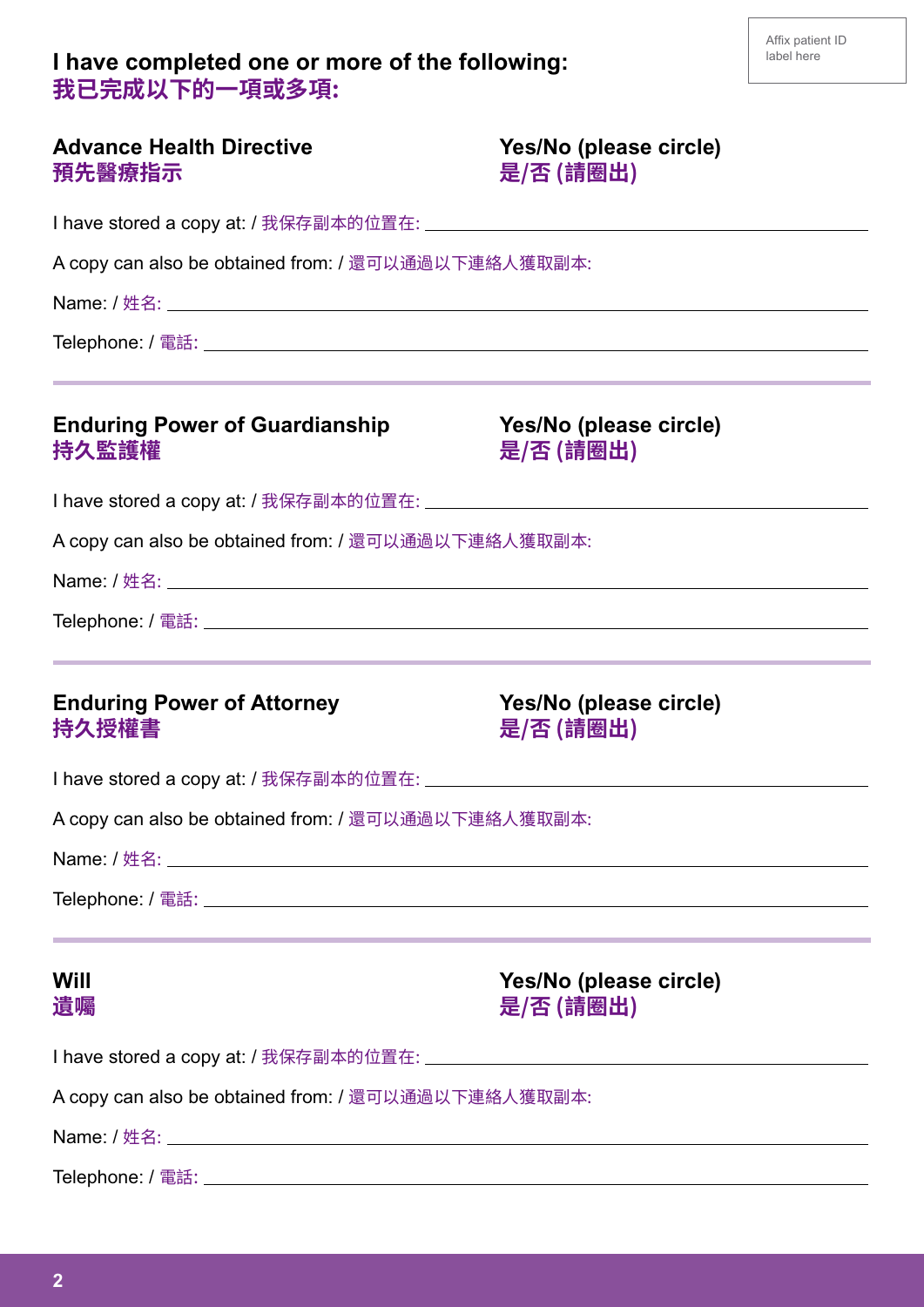Affix patient ID label here

## I have completed one or more of the following:
## 我已完成以下的一項或多項:

### Advance Health Directive 預先醫療指示

**Yes/No (please circle) 是/否 (請圈出)**

I have stored a copy at: / 我保存副本的位置在: ____________________________________________

A copy can also be obtained from: / 還可以通過以下連絡人獲取副本:

Name: / 姓名: ____________________________________________

Telephone: / 電話: ____________________________________________

---

### Enduring Power of Guardianship 持久監護權

**Yes/No (please circle) 是/否 (請圈出)**

I have stored a copy at: / 我保存副本的位置在: ____________________________________________

A copy can also be obtained from: / 還可以通過以下連絡人獲取副本:

Name: / 姓名: ____________________________________________

Telephone: / 電話: ____________________________________________

---

### Enduring Power of Attorney 持久授權書

**Yes/No (please circle) 是/否 (請圈出)**

I have stored a copy at: / 我保存副本的位置在: ____________________________________________

A copy can also be obtained from: / 還可以通過以下連絡人獲取副本:

Name: / 姓名: ____________________________________________

Telephone: / 電話: ____________________________________________

---

### Will 遺囑

**Yes/No (please circle) 是/否 (請圈出)**

I have stored a copy at: / 我保存副本的位置在: ____________________________________________

A copy can also be obtained from: / 還可以通過以下連絡人獲取副本:

Name: / 姓名: ____________________________________________

Telephone: / 電話: ____________________________________________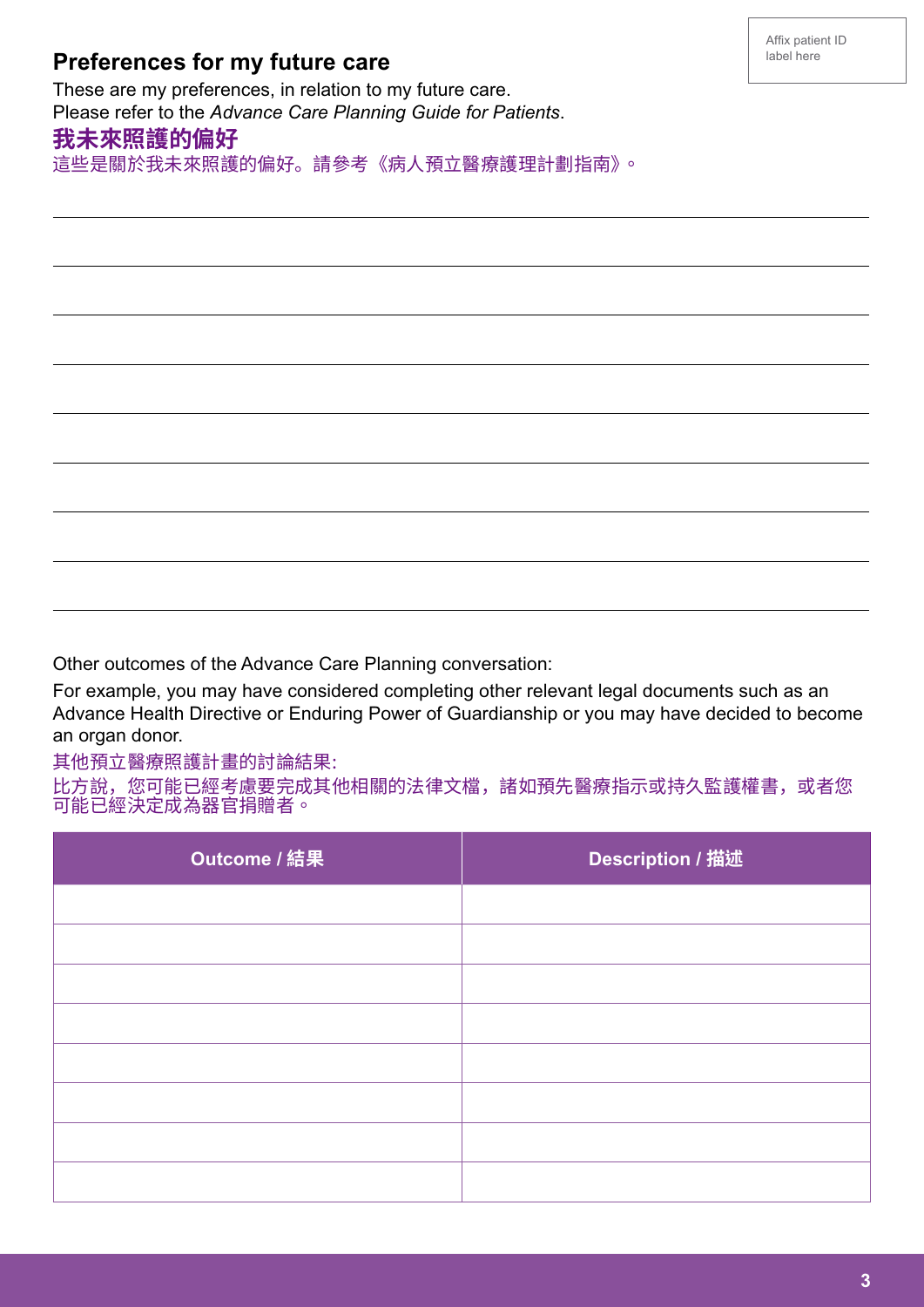Affix patient ID label here

## Preferences for my future care

These are my preferences, in relation to my future care.
Please refer to the *Advance Care Planning Guide for Patients*.

## 我未來照護的偏好

這些是關於我未來照護的偏好。請參考《病人預立醫療護理計劃指南》。

Other outcomes of the Advance Care Planning conversation:

For example, you may have considered completing other relevant legal documents such as an Advance Health Directive or Enduring Power of Guardianship or you may have decided to become an organ donor.

其他預立醫療照護計畫的討論結果:

比方說，您可能已經考慮要完成其他相關的法律文檔，諸如預先醫療指示或持久監護權書，或者您可能已經決定成為器官捐贈者。

| Outcome / 結果 | Description / 描述 |
|---|---|
| | |
| | |
| | |
| | |
| | |
| | |
| | |
| | |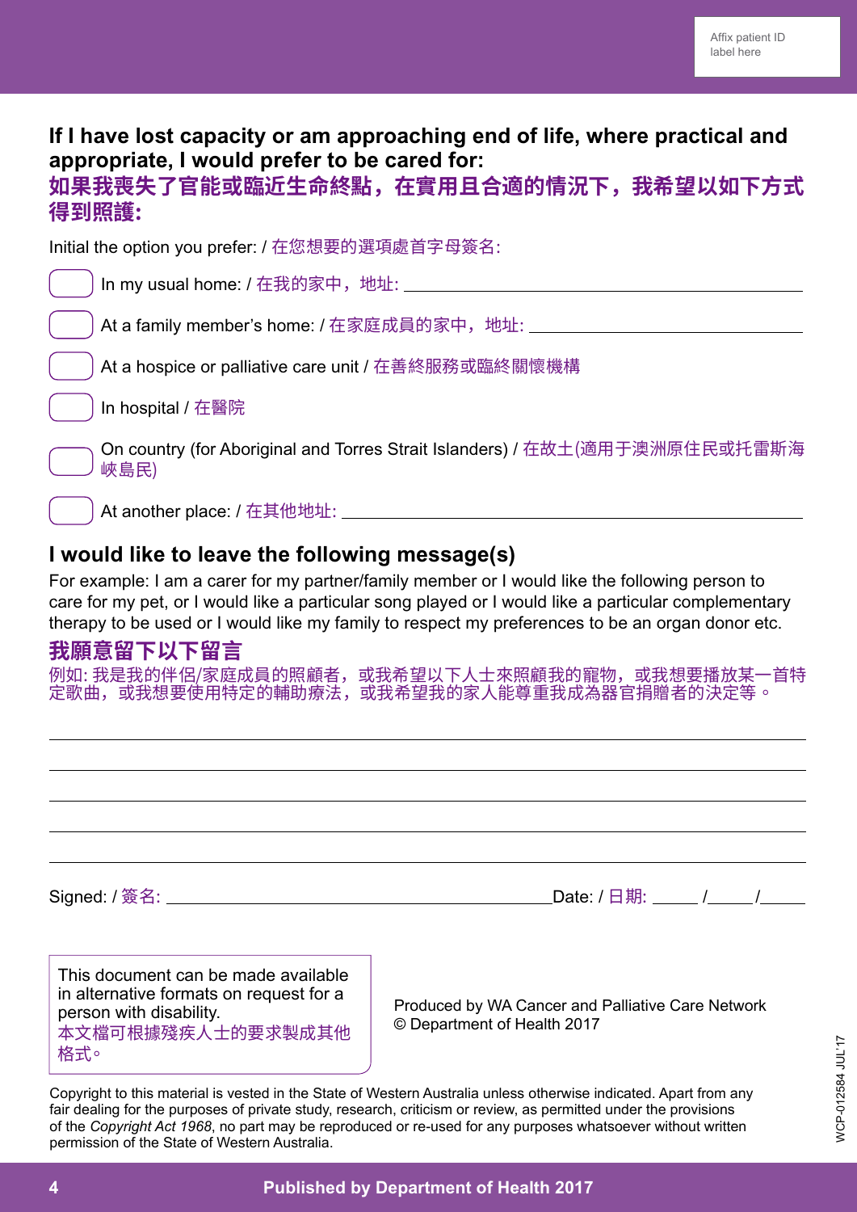Affix patient ID label here

## If I have lost capacity or am approaching end of life, where practical and appropriate, I would prefer to be cared for:

## 如果我喪失了官能或臨近生命終點，在實用且合適的情況下，我希望以如下方式得到照護:

Initial the option you prefer: / 在您想要的選項處首字母簽名:

- [ ] In my usual home: / 在我的家中，地址: ____________________
- [ ] At a family member's home: / 在家庭成員的家中，地址: ____________________
- [ ] At a hospice or palliative care unit / 在善終服務或臨終關懷機構
- [ ] In hospital / 在醫院
- [ ] On country (for Aboriginal and Torres Strait Islanders) / 在故土(適用于澳洲原住民或托雷斯海峽島民)
- [ ] At another place: / 在其他地址: ____________________

## I would like to leave the following message(s)

For example: I am a carer for my partner/family member or I would like the following person to care for my pet, or I would like a particular song played or I would like a particular complementary therapy to be used or I would like my family to respect my preferences to be an organ donor etc.

## 我願意留下以下留言

例如: 我是我的伴侶/家庭成員的照顧者，或我希望以下人士來照顧我的寵物，或我想要播放某一首特定歌曲，或我想要使用特定的輔助療法，或我希望我的家人能尊重我成為器官捐贈者的決定等。

____________________

____________________

____________________

____________________

____________________

Signed: / 簽名: ____________________ Date: / 日期: _____ /_____/_____

This document can be made available in alternative formats on request for a person with disability.
本文檔可根據殘疾人士的要求製成其他格式。

Produced by WA Cancer and Palliative Care Network
© Department of Health 2017

Copyright to this material is vested in the State of Western Australia unless otherwise indicated. Apart from any fair dealing for the purposes of private study, research, criticism or review, as permitted under the provisions of the *Copyright Act 1968*, no part may be reproduced or re-used for any purposes whatsoever without written permission of the State of Western Australia.

WCP-012584 JUL'17

**Published by Department of Health 2017**